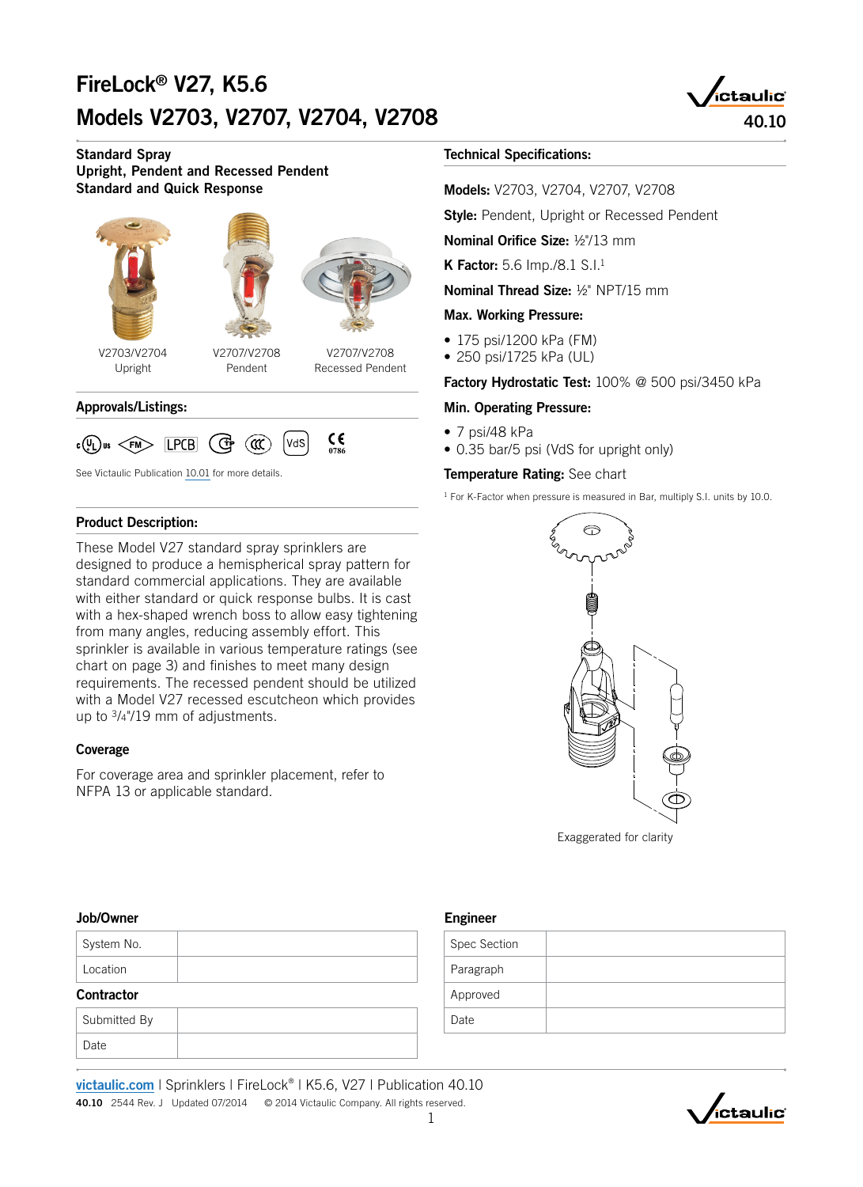# FireLock® V27, K5.6
# Models V2703, V2707, V2704, V2708

40.10

## Standard Spray
## Upright, Pendent and Recessed Pendent
## Standard and Quick Response

V2703/V2704 Upright

V2707/V2708 Pendent

V2707/V2708 Recessed Pendent

### Approvals/Listings:

cULus, FM, LPCB, VdS, CE 0786

See Victaulic Publication 10.01 for more details.

### Product Description:

These Model V27 standard spray sprinklers are designed to produce a hemispherical spray pattern for standard commercial applications. They are available with either standard or quick response bulbs. It is cast with a hex-shaped wrench boss to allow easy tightening from many angles, reducing assembly effort. This sprinkler is available in various temperature ratings (see chart on page 3) and finishes to meet many design requirements. The recessed pendent should be utilized with a Model V27 recessed escutcheon which provides up to 3/4"/19 mm of adjustments.

### Coverage

For coverage area and sprinkler placement, refer to NFPA 13 or applicable standard.

### Technical Specifications:

**Models:** V2703, V2704, V2707, V2708

**Style:** Pendent, Upright or Recessed Pendent

**Nominal Orifice Size:** ½"/13 mm

**K Factor:** 5.6 Imp./8.1 S.I.[1]

**Nominal Thread Size:** ½" NPT/15 mm

**Max. Working Pressure:**

- 175 psi/1200 kPa (FM)
- 250 psi/1725 kPa (UL)

**Factory Hydrostatic Test:** 100% @ 500 psi/3450 kPa

**Min. Operating Pressure:**

- 7 psi/48 kPa
- 0.35 bar/5 psi (VdS for upright only)

**Temperature Rating:** See chart

[1] For K-Factor when pressure is measured in Bar, multiply S.I. units by 10.0.

Exaggerated for clarity

### Job/Owner

| System No. | |
|---|---|
| Location | |

### Contractor

| Submitted By | |
|---|---|
| Date | |

### Engineer

| Spec Section | |
|---|---|
| Paragraph | |
| Approved | |
| Date | |

victaulic.com | Sprinklers | FireLock® | K5.6, V27 | Publication 40.10

40.10 2544 Rev. J Updated 07/2014 © 2014 Victaulic Company. All rights reserved.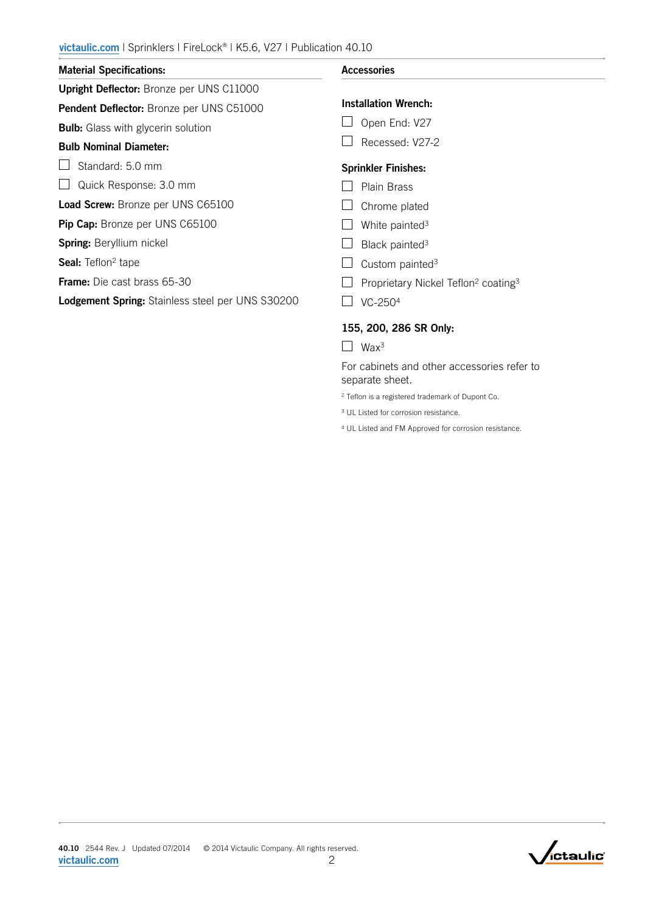## Material Specifications:

**Upright Deflector:** Bronze per UNS C11000

**Pendent Deflector:** Bronze per UNS C51000

**Bulb:** Glass with glycerin solution

**Bulb Nominal Diameter:**

- ☐ Standard: 5.0 mm
- ☐ Quick Response: 3.0 mm

**Load Screw:** Bronze per UNS C65100

**Pip Cap:** Bronze per UNS C65100

**Spring:** Beryllium nickel

**Seal:** Teflon[2] tape

**Frame:** Die cast brass 65-30

**Lodgement Spring:** Stainless steel per UNS S30200

## Accessories

**Installation Wrench:**

- ☐ Open End: V27
- ☐ Recessed: V27-2

**Sprinkler Finishes:**

- ☐ Plain Brass
- ☐ Chrome plated
- ☐ White painted[3]
- ☐ Black painted[3]
- ☐ Custom painted[3]
- ☐ Proprietary Nickel Teflon[2] coating[3]
- ☐ VC-250[4]

**155, 200, 286 SR Only:**

- ☐ Wax[3]

For cabinets and other accessories refer to separate sheet.

[2] Teflon is a registered trademark of Dupont Co.

[3] UL Listed for corrosion resistance.

[4] UL Listed and FM Approved for corrosion resistance.

40.10 2544 Rev. J Updated 07/2014 © 2014 Victaulic Company. All rights reserved.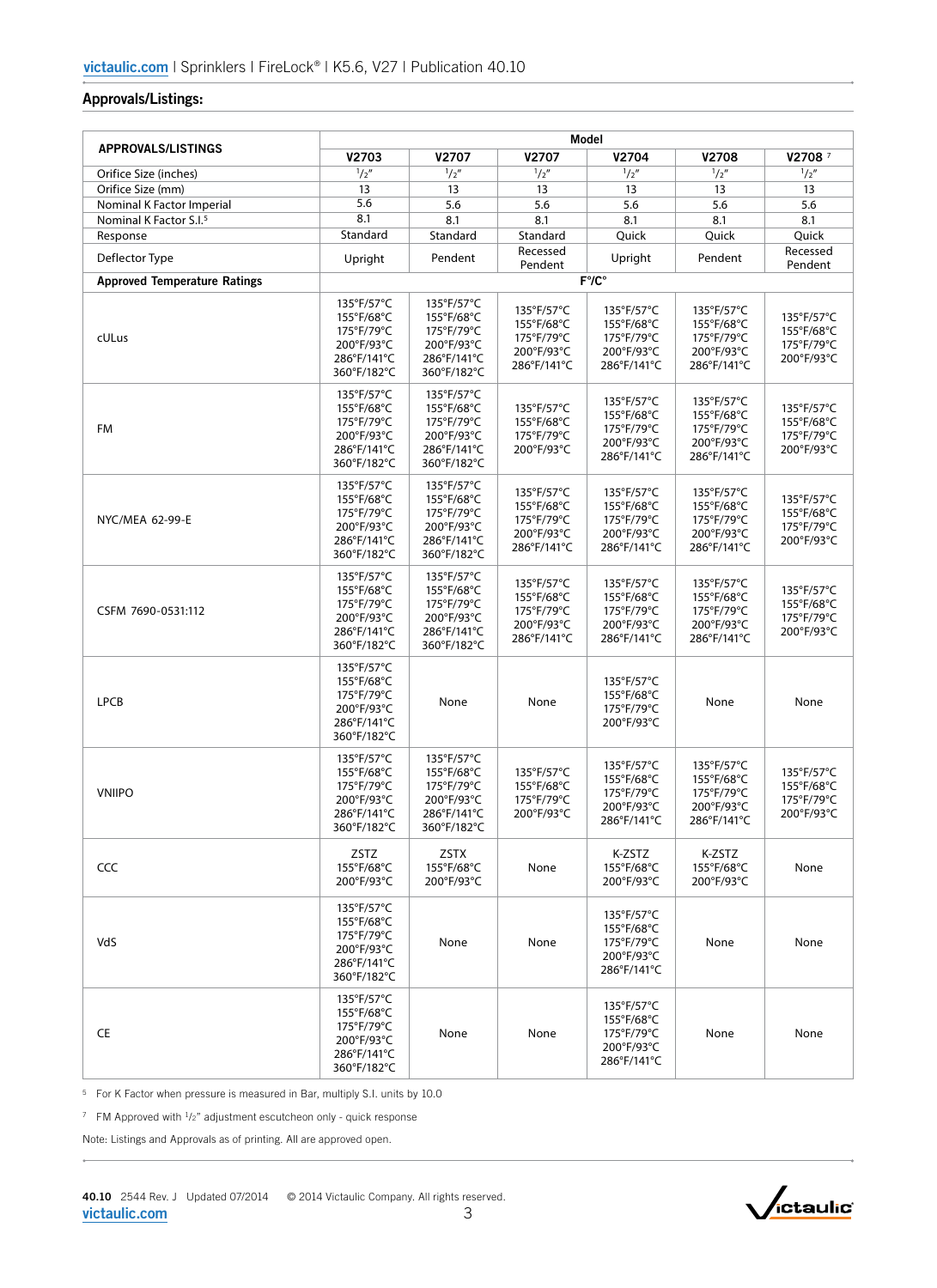## Approvals/Listings:

| APPROVALS/LISTINGS | Model | | | | | |
|---|---|---|---|---|---|---|
| | V2703 | V2707 | V2707 | V2704 | V2708 | V2708 [7] |
| Orifice Size (inches) | $^1/_2$" | $^1/_2$" | $^1/_2$" | $^1/_2$" | $^1/_2$" | $^1/_2$" |
| Orifice Size (mm) | 13 | 13 | 13 | 13 | 13 | 13 |
| Nominal K Factor Imperial | 5.6 | 5.6 | 5.6 | 5.6 | 5.6 | 5.6 |
| Nominal K Factor S.I.[5] | 8.1 | 8.1 | 8.1 | 8.1 | 8.1 | 8.1 |
| Response | Standard | Standard | Standard | Quick | Quick | Quick |
| Deflector Type | Upright | Pendent | Recessed Pendent | Upright | Pendent | Recessed Pendent |
| **Approved Temperature Ratings** | F°/C° | | | | | |
| cULus | 135°F/57°C<br>155°F/68°C<br>175°F/79°C<br>200°F/93°C<br>286°F/141°C<br>360°F/182°C | 135°F/57°C<br>155°F/68°C<br>175°F/79°C<br>200°F/93°C<br>286°F/141°C<br>360°F/182°C | 135°F/57°C<br>155°F/68°C<br>175°F/79°C<br>200°F/93°C<br>286°F/141°C | 135°F/57°C<br>155°F/68°C<br>175°F/79°C<br>200°F/93°C<br>286°F/141°C | 135°F/57°C<br>155°F/68°C<br>175°F/79°C<br>200°F/93°C<br>286°F/141°C | 135°F/57°C<br>155°F/68°C<br>175°F/79°C<br>200°F/93°C |
| FM | 135°F/57°C<br>155°F/68°C<br>175°F/79°C<br>200°F/93°C<br>286°F/141°C<br>360°F/182°C | 135°F/57°C<br>155°F/68°C<br>175°F/79°C<br>200°F/93°C<br>286°F/141°C<br>360°F/182°C | 135°F/57°C<br>155°F/68°C<br>175°F/79°C<br>200°F/93°C | 135°F/57°C<br>155°F/68°C<br>175°F/79°C<br>200°F/93°C<br>286°F/141°C | 135°F/57°C<br>155°F/68°C<br>175°F/79°C<br>200°F/93°C<br>286°F/141°C | 135°F/57°C<br>155°F/68°C<br>175°F/79°C<br>200°F/93°C |
| NYC/MEA 62-99-E | 135°F/57°C<br>155°F/68°C<br>175°F/79°C<br>200°F/93°C<br>286°F/141°C<br>360°F/182°C | 135°F/57°C<br>155°F/68°C<br>175°F/79°C<br>200°F/93°C<br>286°F/141°C<br>360°F/182°C | 135°F/57°C<br>155°F/68°C<br>175°F/79°C<br>200°F/93°C<br>286°F/141°C | 135°F/57°C<br>155°F/68°C<br>175°F/79°C<br>200°F/93°C<br>286°F/141°C | 135°F/57°C<br>155°F/68°C<br>175°F/79°C<br>200°F/93°C<br>286°F/141°C | 135°F/57°C<br>155°F/68°C<br>175°F/79°C<br>200°F/93°C |
| CSFM 7690-0531:112 | 135°F/57°C<br>155°F/68°C<br>175°F/79°C<br>200°F/93°C<br>286°F/141°C<br>360°F/182°C | 135°F/57°C<br>155°F/68°C<br>175°F/79°C<br>200°F/93°C<br>286°F/141°C<br>360°F/182°C | 135°F/57°C<br>155°F/68°C<br>175°F/79°C<br>200°F/93°C<br>286°F/141°C | 135°F/57°C<br>155°F/68°C<br>175°F/79°C<br>200°F/93°C<br>286°F/141°C | 135°F/57°C<br>155°F/68°C<br>175°F/79°C<br>200°F/93°C<br>286°F/141°C | 135°F/57°C<br>155°F/68°C<br>175°F/79°C<br>200°F/93°C |
| LPCB | 135°F/57°C<br>155°F/68°C<br>175°F/79°C<br>200°F/93°C<br>286°F/141°C<br>360°F/182°C | None | None | 135°F/57°C<br>155°F/68°C<br>175°F/79°C<br>200°F/93°C | None | None |
| VNIIPO | 135°F/57°C<br>155°F/68°C<br>175°F/79°C<br>200°F/93°C<br>286°F/141°C<br>360°F/182°C | 135°F/57°C<br>155°F/68°C<br>175°F/79°C<br>200°F/93°C<br>286°F/141°C<br>360°F/182°C | 135°F/57°C<br>155°F/68°C<br>175°F/79°C<br>200°F/93°C | 135°F/57°C<br>155°F/68°C<br>175°F/79°C<br>200°F/93°C<br>286°F/141°C | 135°F/57°C<br>155°F/68°C<br>175°F/79°C<br>200°F/93°C<br>286°F/141°C | 135°F/57°C<br>155°F/68°C<br>175°F/79°C<br>200°F/93°C |
| CCC | ZSTZ<br>155°F/68°C<br>200°F/93°C | ZSTX<br>155°F/68°C<br>200°F/93°C | None | K-ZSTZ<br>155°F/68°C<br>200°F/93°C | K-ZSTZ<br>155°F/68°C<br>200°F/93°C | None |
| VdS | 135°F/57°C<br>155°F/68°C<br>175°F/79°C<br>200°F/93°C<br>286°F/141°C<br>360°F/182°C | None | None | 135°F/57°C<br>155°F/68°C<br>175°F/79°C<br>200°F/93°C<br>286°F/141°C | None | None |
| CE | 135°F/57°C<br>155°F/68°C<br>175°F/79°C<br>200°F/93°C<br>286°F/141°C<br>360°F/182°C | None | None | 135°F/57°C<br>155°F/68°C<br>175°F/79°C<br>200°F/93°C<br>286°F/141°C | None | None |

[5] For K Factor when pressure is measured in Bar, multiply S.I. units by 10.0

[7] FM Approved with $^1/_2$" adjustment escutcheon only - quick response

Note: Listings and Approvals as of printing. All are approved open.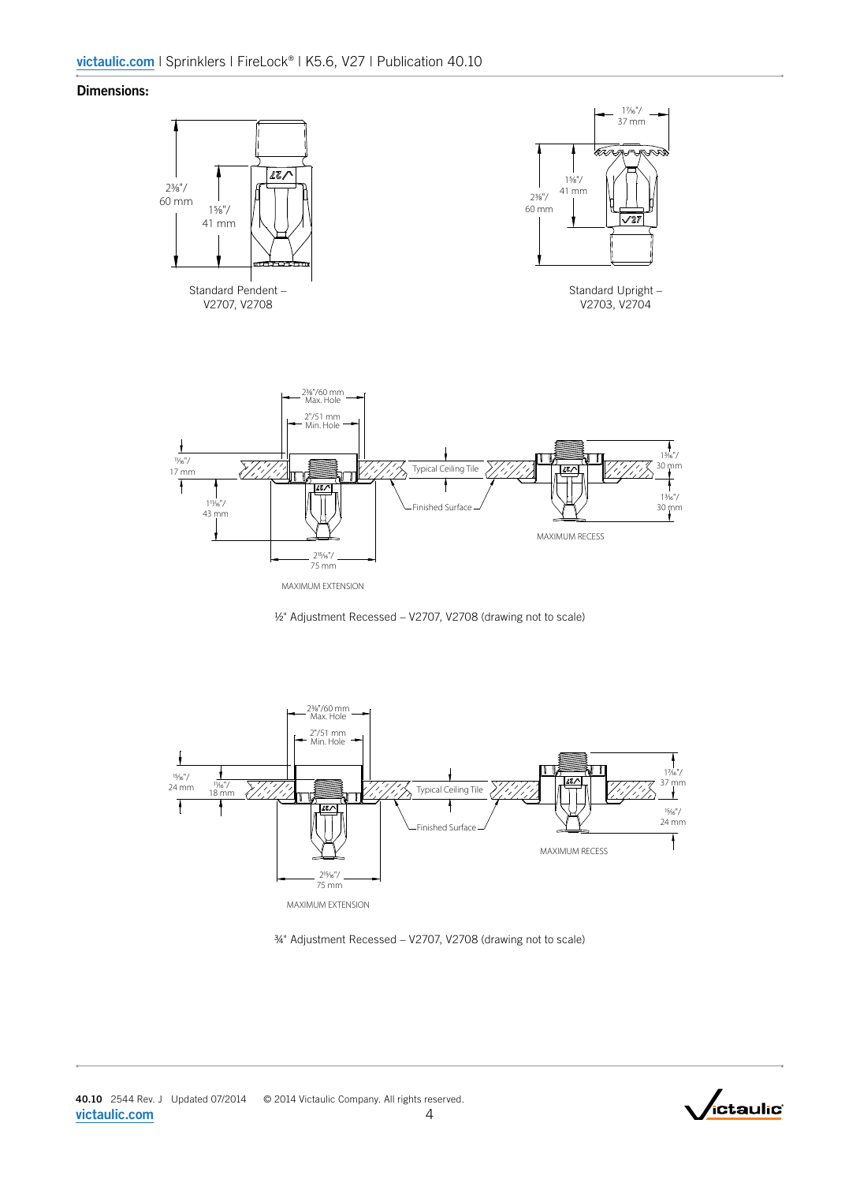## Dimensions:

2⅜"/ 60 mm

1⅝"/ 41 mm

Standard Pendent – V2707, V2708

1⁷⁄₁₆"/ 37 mm

1⅝"/ 41 mm

2⅜"/ 60 mm

Standard Upright – V2703, V2704

2⅜"/60 mm Max. Hole

2"/51 mm Min. Hole

¹¹⁄₁₆"/ 17 mm

1¹¹⁄₁₆"/ 43 mm

Typical Ceiling Tile

Finished Surface

2¹⁵⁄₁₆"/ 75 mm

MAXIMUM EXTENSION

1³⁄₁₆"/ 30 mm

1³⁄₁₆"/ 30 mm

MAXIMUM RECESS

½" Adjustment Recessed – V2707, V2708 (drawing not to scale)

2⅜"/60 mm Max. Hole

2"/51 mm Min. Hole

¹⁵⁄₁₆"/ 24 mm

¹¹⁄₁₆"/ 18 mm

Typical Ceiling Tile

Finished Surface

2¹⁵⁄₁₆"/ 75 mm

MAXIMUM EXTENSION

1⁷⁄₁₆"/ 37 mm

¹⁵⁄₁₆"/ 24 mm

MAXIMUM RECESS

¾" Adjustment Recessed – V2707, V2708 (drawing not to scale)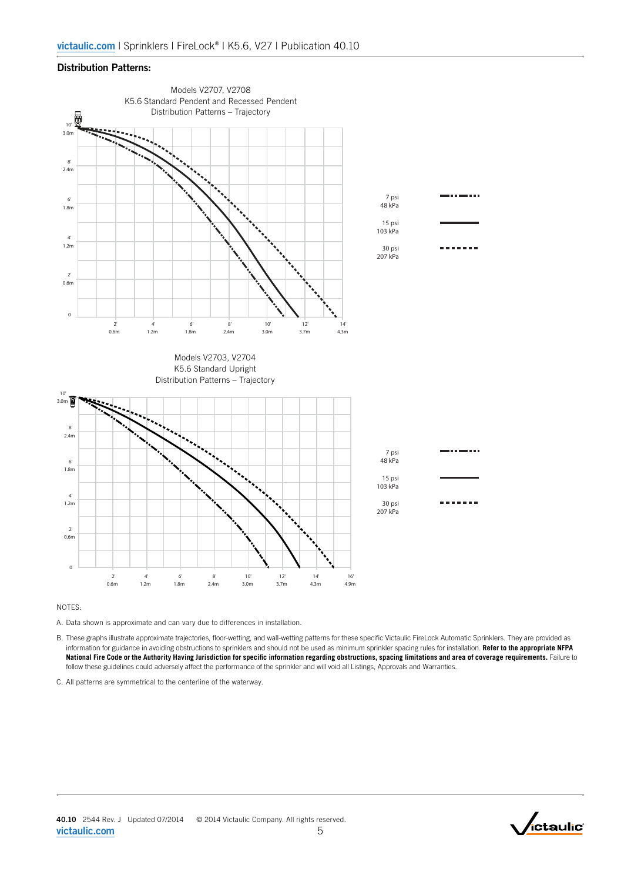## Distribution Patterns:

Models V2707, V2708
K5.6 Standard Pendent and Recessed Pendent
Distribution Patterns – Trajectory

7 psi
48 kPa

15 psi
103 kPa

30 psi
207 kPa

Models V2703, V2704
K5.6 Standard Upright
Distribution Patterns – Trajectory

7 psi
48 kPa

15 psi
103 kPa

30 psi
207 kPa

NOTES:

A. Data shown is approximate and can vary due to differences in installation.

B. These graphs illustrate approximate trajectories, floor-wetting, and wall-wetting patterns for these specific Victaulic FireLock Automatic Sprinklers. They are provided as information for guidance in avoiding obstructions to sprinklers and should not be used as minimum sprinkler spacing rules for installation. **Refer to the appropriate NFPA National Fire Code or the Authority Having Jurisdiction for specific information regarding obstructions, spacing limitations and area of coverage requirements.** Failure to follow these guidelines could adversely affect the performance of the sprinkler and will void all Listings, Approvals and Warranties.

C. All patterns are symmetrical to the centerline of the waterway.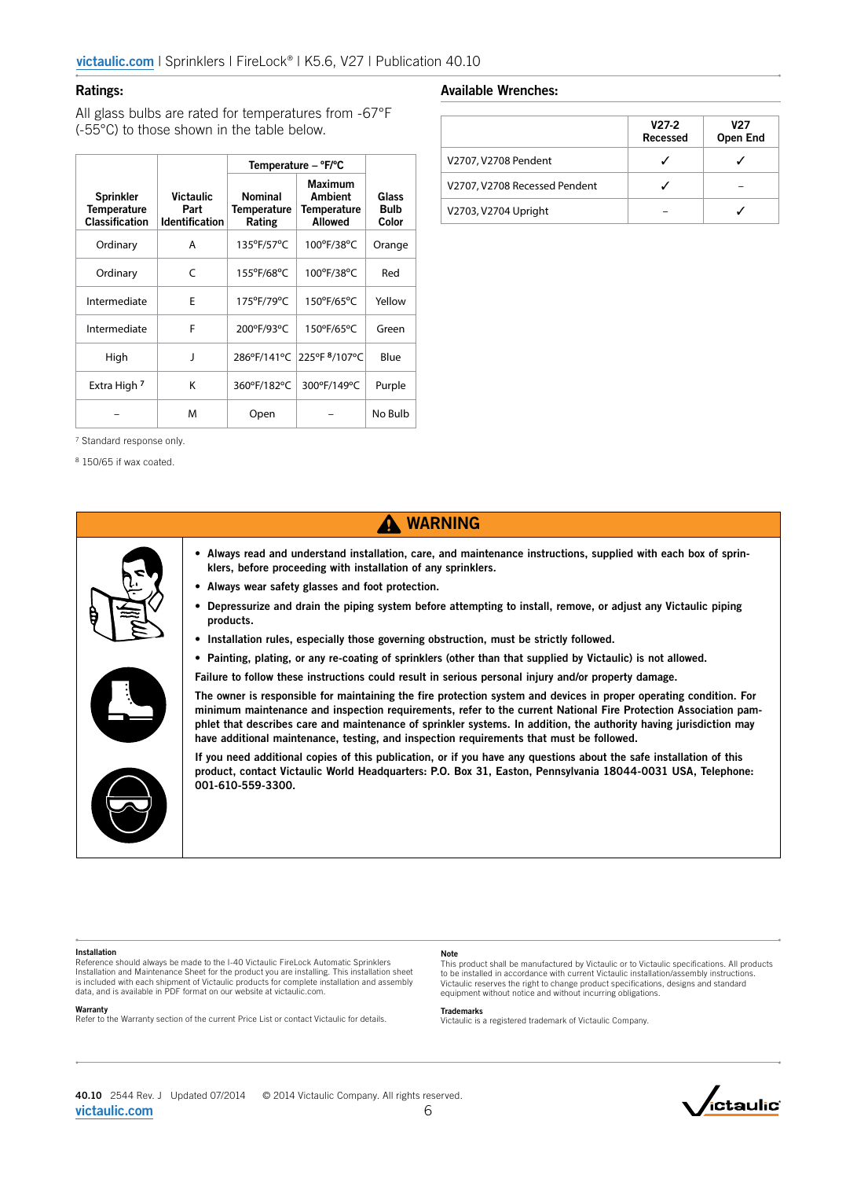## Ratings:

All glass bulbs are rated for temperatures from -67°F (-55°C) to those shown in the table below.

| Sprinkler Temperature Classification | Victaulic Part Identification | Temperature – °F/°C | | Glass Bulb Color |
|---|---|---|---|---|
| | | Nominal Temperature Rating | Maximum Ambient Temperature Allowed | |
| Ordinary | A | 135°F/57°C | 100°F/38°C | Orange |
| Ordinary | C | 155°F/68°C | 100°F/38°C | Red |
| Intermediate | E | 175°F/79°C | 150°F/65°C | Yellow |
| Intermediate | F | 200°F/93°C | 150°F/65°C | Green |
| High | J | 286°F/141°C | 225°F [8]/107°C | Blue |
| Extra High [7] | K | 360°F/182°C | 300°F/149°C | Purple |
| – | M | Open | – | No Bulb |

[7] Standard response only.

[8] 150/65 if wax coated.

## Available Wrenches:

| | V27-2 Recessed | V27 Open End |
|---|---|---|
| V2707, V2708 Pendent | ✓ | ✓ |
| V2707, V2708 Recessed Pendent | ✓ | – |
| V2703, V2704 Upright | – | ✓ |

## WARNING

- **Always read and understand installation, care, and maintenance instructions, supplied with each box of sprinklers, before proceeding with installation of any sprinklers.**
- **Always wear safety glasses and foot protection.**
- **Depressurize and drain the piping system before attempting to install, remove, or adjust any Victaulic piping products.**
- **Installation rules, especially those governing obstruction, must be strictly followed.**
- **Painting, plating, or any re-coating of sprinklers (other than that supplied by Victaulic) is not allowed.**

**Failure to follow these instructions could result in serious personal injury and/or property damage.**

**The owner is responsible for maintaining the fire protection system and devices in proper operating condition. For minimum maintenance and inspection requirements, refer to the current National Fire Protection Association pamphlet that describes care and maintenance of sprinkler systems. In addition, the authority having jurisdiction may have additional maintenance, testing, and inspection requirements that must be followed.**

**If you need additional copies of this publication, or if you have any questions about the safe installation of this product, contact Victaulic World Headquarters: P.O. Box 31, Easton, Pennsylvania 18044-0031 USA, Telephone: 001-610-559-3300.**

**Installation**
Reference should always be made to the I-40 Victaulic FireLock Automatic Sprinklers Installation and Maintenance Sheet for the product you are installing. This installation sheet is included with each shipment of Victaulic products for complete installation and assembly data, and is also available in PDF format on our website at victaulic.com.

**Warranty**
Refer to the Warranty section of the current Price List or contact Victaulic for details.

**Note**
This product shall be manufactured by Victaulic or to Victaulic specifications. All products to be installed in accordance with current Victaulic installation/assembly instructions. Victaulic reserves the right to change product specifications, designs and standard equipment without notice and without incurring obligations.

**Trademarks**
Victaulic is a registered trademark of Victaulic Company.

**40.10** 2544 Rev. J Updated 07/2014 © 2014 Victaulic Company. All rights reserved.